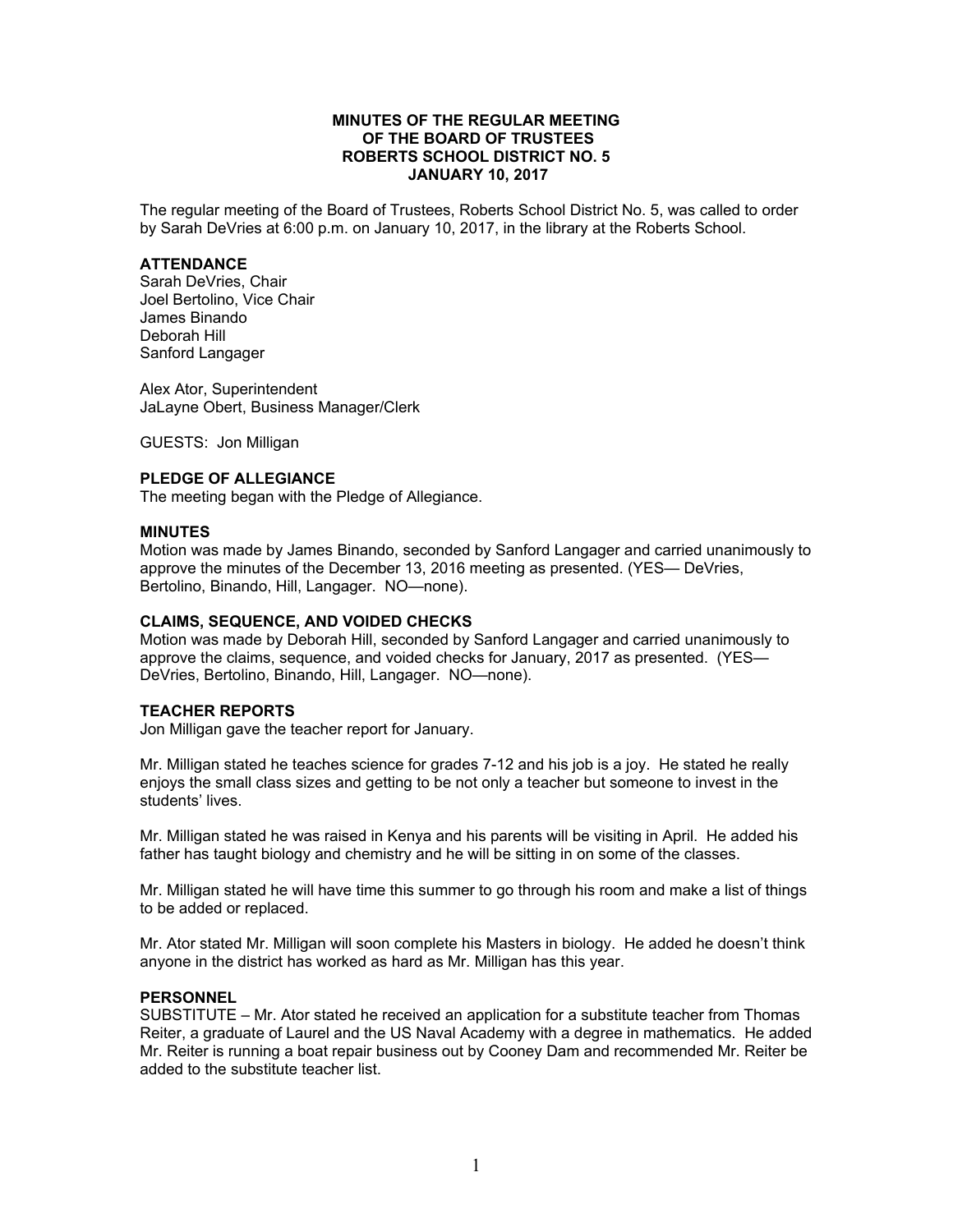**MINUTES OF THE REGULAR MEETING**
**OF THE BOARD OF TRUSTEES**
**ROBERTS SCHOOL DISTRICT NO. 5**
**JANUARY 10, 2017**

The regular meeting of the Board of Trustees, Roberts School District No. 5, was called to order by Sarah DeVries at 6:00 p.m. on January 10, 2017, in the library at the Roberts School.

**ATTENDANCE**

Sarah DeVries, Chair
Joel Bertolino, Vice Chair
James Binando
Deborah Hill
Sanford Langager

Alex Ator, Superintendent
JaLayne Obert, Business Manager/Clerk

GUESTS: Jon Milligan

**PLEDGE OF ALLEGIANCE**

The meeting began with the Pledge of Allegiance.

**MINUTES**

Motion was made by James Binando, seconded by Sanford Langager and carried unanimously to approve the minutes of the December 13, 2016 meeting as presented. (YES— DeVries, Bertolino, Binando, Hill, Langager. NO—none).

**CLAIMS, SEQUENCE, AND VOIDED CHECKS**

Motion was made by Deborah Hill, seconded by Sanford Langager and carried unanimously to approve the claims, sequence, and voided checks for January, 2017 as presented. (YES— DeVries, Bertolino, Binando, Hill, Langager. NO—none).

**TEACHER REPORTS**

Jon Milligan gave the teacher report for January.

Mr. Milligan stated he teaches science for grades 7-12 and his job is a joy. He stated he really enjoys the small class sizes and getting to be not only a teacher but someone to invest in the students' lives.

Mr. Milligan stated he was raised in Kenya and his parents will be visiting in April. He added his father has taught biology and chemistry and he will be sitting in on some of the classes.

Mr. Milligan stated he will have time this summer to go through his room and make a list of things to be added or replaced.

Mr. Ator stated Mr. Milligan will soon complete his Masters in biology. He added he doesn't think anyone in the district has worked as hard as Mr. Milligan has this year.

**PERSONNEL**

SUBSTITUTE – Mr. Ator stated he received an application for a substitute teacher from Thomas Reiter, a graduate of Laurel and the US Naval Academy with a degree in mathematics. He added Mr. Reiter is running a boat repair business out by Cooney Dam and recommended Mr. Reiter be added to the substitute teacher list.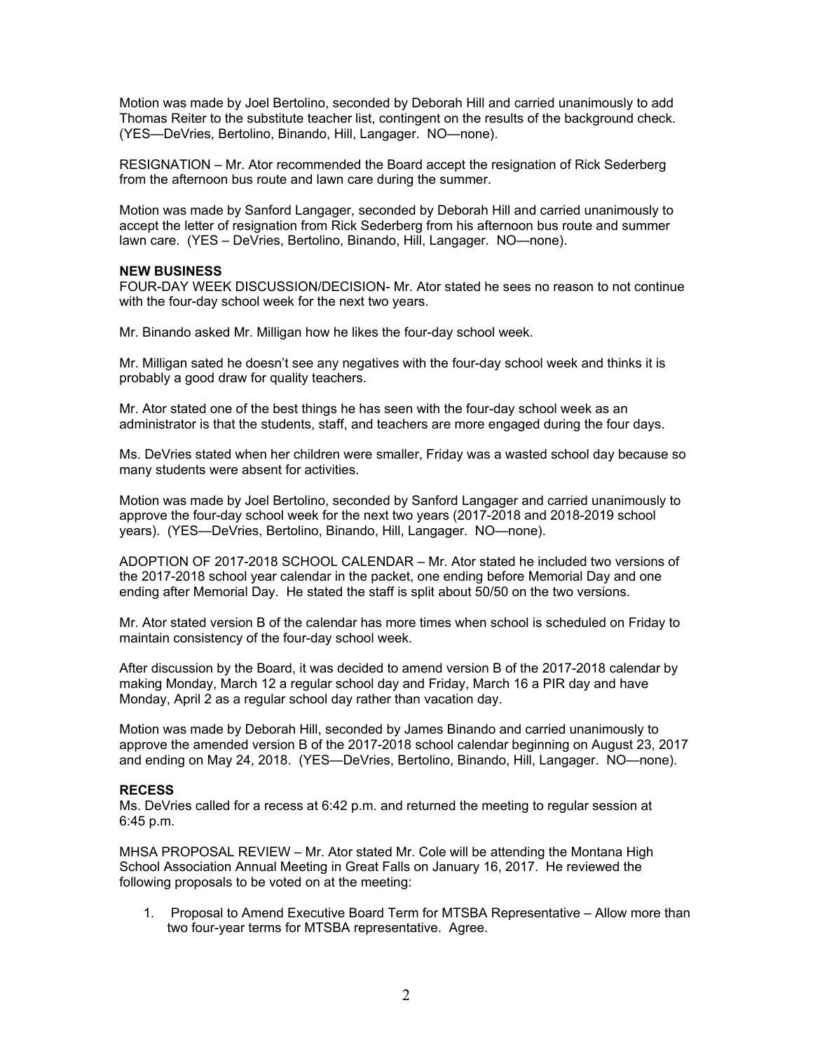Motion was made by Joel Bertolino, seconded by Deborah Hill and carried unanimously to add Thomas Reiter to the substitute teacher list, contingent on the results of the background check. (YES—DeVries, Bertolino, Binando, Hill, Langager. NO—none).

RESIGNATION – Mr. Ator recommended the Board accept the resignation of Rick Sederberg from the afternoon bus route and lawn care during the summer.

Motion was made by Sanford Langager, seconded by Deborah Hill and carried unanimously to accept the letter of resignation from Rick Sederberg from his afternoon bus route and summer lawn care. (YES – DeVries, Bertolino, Binando, Hill, Langager. NO—none).

**NEW BUSINESS**

FOUR-DAY WEEK DISCUSSION/DECISION- Mr. Ator stated he sees no reason to not continue with the four-day school week for the next two years.

Mr. Binando asked Mr. Milligan how he likes the four-day school week.

Mr. Milligan sated he doesn't see any negatives with the four-day school week and thinks it is probably a good draw for quality teachers.

Mr. Ator stated one of the best things he has seen with the four-day school week as an administrator is that the students, staff, and teachers are more engaged during the four days.

Ms. DeVries stated when her children were smaller, Friday was a wasted school day because so many students were absent for activities.

Motion was made by Joel Bertolino, seconded by Sanford Langager and carried unanimously to approve the four-day school week for the next two years (2017-2018 and 2018-2019 school years). (YES—DeVries, Bertolino, Binando, Hill, Langager. NO—none).

ADOPTION OF 2017-2018 SCHOOL CALENDAR – Mr. Ator stated he included two versions of the 2017-2018 school year calendar in the packet, one ending before Memorial Day and one ending after Memorial Day. He stated the staff is split about 50/50 on the two versions.

Mr. Ator stated version B of the calendar has more times when school is scheduled on Friday to maintain consistency of the four-day school week.

After discussion by the Board, it was decided to amend version B of the 2017-2018 calendar by making Monday, March 12 a regular school day and Friday, March 16 a PIR day and have Monday, April 2 as a regular school day rather than vacation day.

Motion was made by Deborah Hill, seconded by James Binando and carried unanimously to approve the amended version B of the 2017-2018 school calendar beginning on August 23, 2017 and ending on May 24, 2018. (YES—DeVries, Bertolino, Binando, Hill, Langager. NO—none).

**RECESS**

Ms. DeVries called for a recess at 6:42 p.m. and returned the meeting to regular session at 6:45 p.m.

MHSA PROPOSAL REVIEW – Mr. Ator stated Mr. Cole will be attending the Montana High School Association Annual Meeting in Great Falls on January 16, 2017. He reviewed the following proposals to be voted on at the meeting:

1. Proposal to Amend Executive Board Term for MTSBA Representative – Allow more than two four-year terms for MTSBA representative. Agree.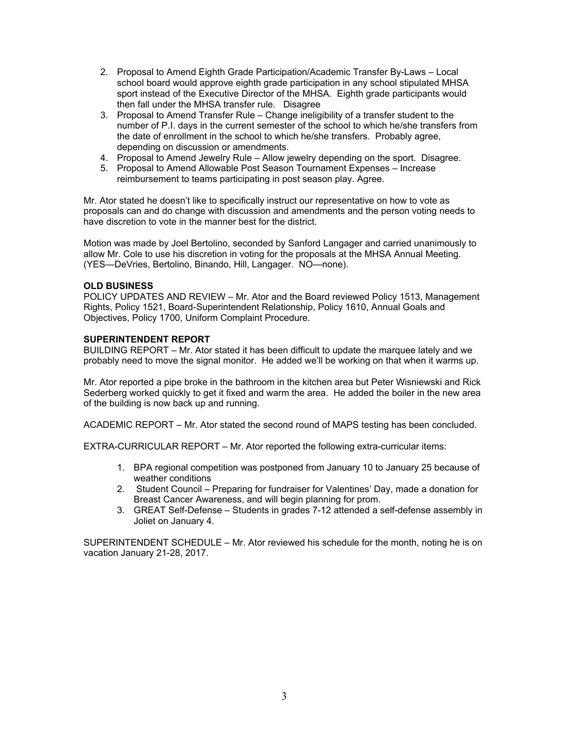2. Proposal to Amend Eighth Grade Participation/Academic Transfer By-Laws – Local school board would approve eighth grade participation in any school stipulated MHSA sport instead of the Executive Director of the MHSA. Eighth grade participants would then fall under the MHSA transfer rule. Disagree
3. Proposal to Amend Transfer Rule – Change ineligibility of a transfer student to the number of P.I. days in the current semester of the school to which he/she transfers from the date of enrollment in the school to which he/she transfers. Probably agree, depending on discussion or amendments.
4. Proposal to Amend Jewelry Rule – Allow jewelry depending on the sport. Disagree.
5. Proposal to Amend Allowable Post Season Tournament Expenses – Increase reimbursement to teams participating in post season play. Agree.

Mr. Ator stated he doesn't like to specifically instruct our representative on how to vote as proposals can and do change with discussion and amendments and the person voting needs to have discretion to vote in the manner best for the district.

Motion was made by Joel Bertolino, seconded by Sanford Langager and carried unanimously to allow Mr. Cole to use his discretion in voting for the proposals at the MHSA Annual Meeting. (YES—DeVries, Bertolino, Binando, Hill, Langager. NO—none).

**OLD BUSINESS**

POLICY UPDATES AND REVIEW – Mr. Ator and the Board reviewed Policy 1513, Management Rights, Policy 1521, Board-Superintendent Relationship, Policy 1610, Annual Goals and Objectives, Policy 1700, Uniform Complaint Procedure.

**SUPERINTENDENT REPORT**

BUILDING REPORT – Mr. Ator stated it has been difficult to update the marquee lately and we probably need to move the signal monitor. He added we'll be working on that when it warms up.

Mr. Ator reported a pipe broke in the bathroom in the kitchen area but Peter Wisniewski and Rick Sederberg worked quickly to get it fixed and warm the area. He added the boiler in the new area of the building is now back up and running.

ACADEMIC REPORT – Mr. Ator stated the second round of MAPS testing has been concluded.

EXTRA-CURRICULAR REPORT – Mr. Ator reported the following extra-curricular items:

1. BPA regional competition was postponed from January 10 to January 25 because of weather conditions
2. Student Council – Preparing for fundraiser for Valentines' Day, made a donation for Breast Cancer Awareness, and will begin planning for prom.
3. GREAT Self-Defense – Students in grades 7-12 attended a self-defense assembly in Joliet on January 4.

SUPERINTENDENT SCHEDULE – Mr. Ator reviewed his schedule for the month, noting he is on vacation January 21-28, 2017.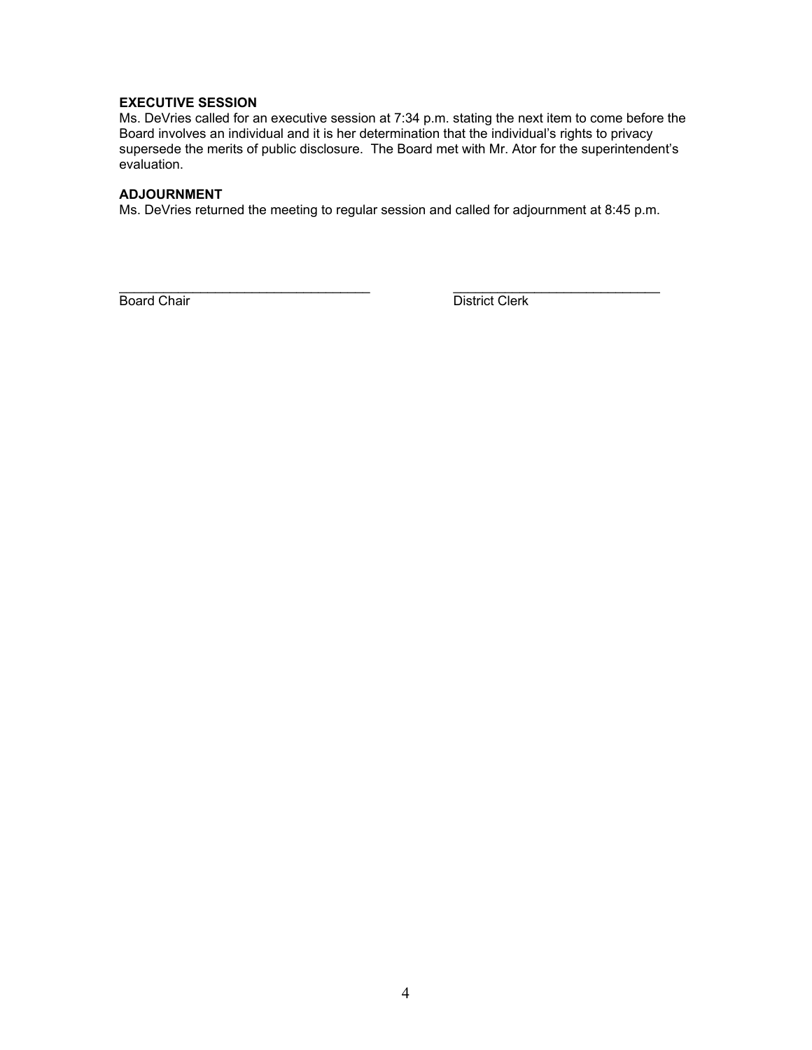**EXECUTIVE SESSION**

Ms. DeVries called for an executive session at 7:34 p.m. stating the next item to come before the Board involves an individual and it is her determination that the individual's rights to privacy supersede the merits of public disclosure. The Board met with Mr. Ator for the superintendent's evaluation.

**ADJOURNMENT**

Ms. DeVries returned the meeting to regular session and called for adjournment at 8:45 p.m.

___________________________________ ___________________________

Board Chair District Clerk